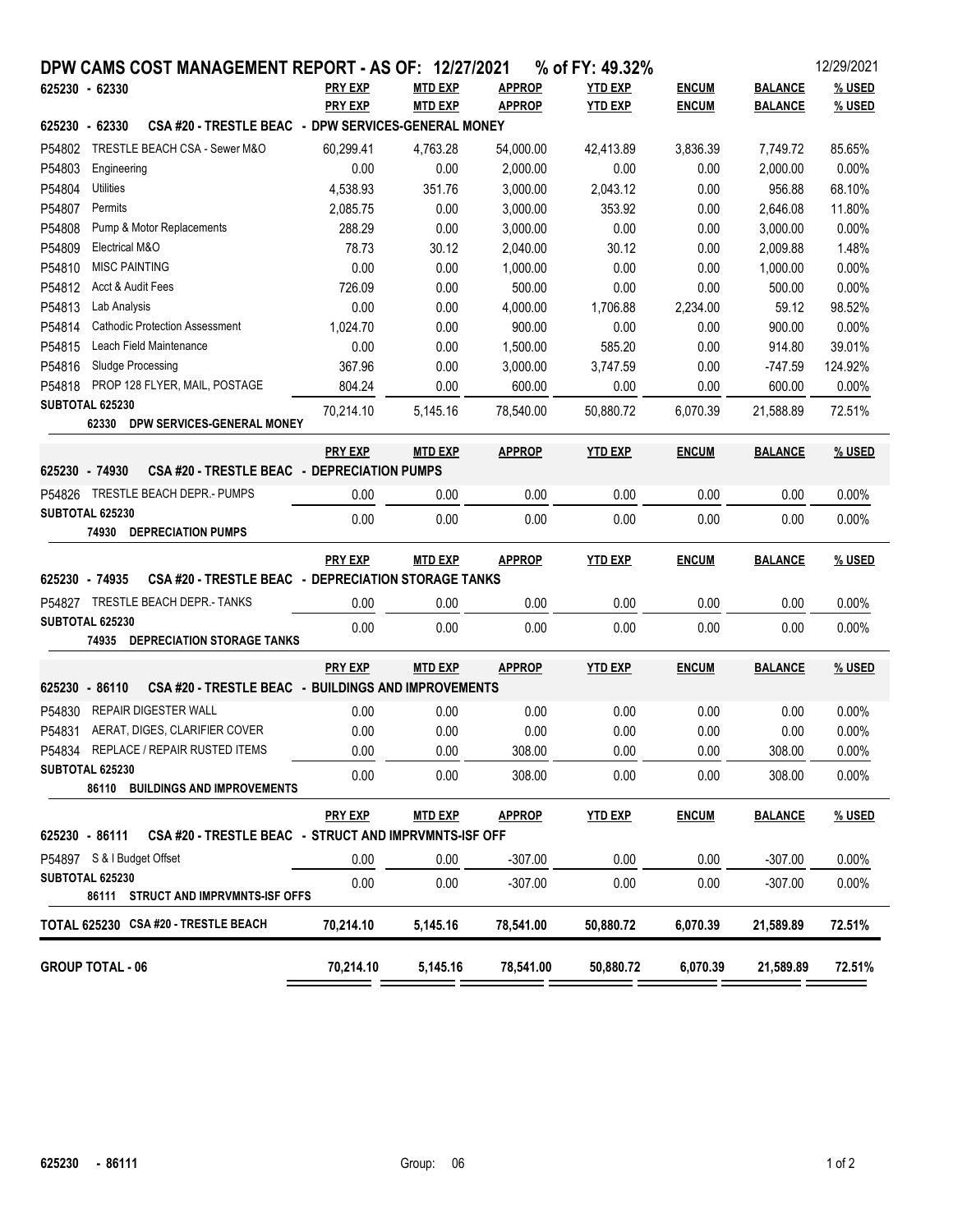# DPW CAMS COST MANAGEMENT REPORT - AS OF: 12/27/2021 % of FY: 49.32%

12/29/2021

**625230 - 62330 CSA #20 - TRESTLE BEAC - DPW SERVICES-GENERAL MONEY**

| | | PRY EXP | MTD EXP | APPROP | YTD EXP | ENCUM | BALANCE | % USED |
|---|---|---|---|---|---|---|---|---|
| P54802 | TRESTLE BEACH CSA - Sewer M&O | 60,299.41 | 4,763.28 | 54,000.00 | 42,413.89 | 3,836.39 | 7,749.72 | 85.65% |
| P54803 | Engineering | 0.00 | 0.00 | 2,000.00 | 0.00 | 0.00 | 2,000.00 | 0.00% |
| P54804 | Utilities | 4,538.93 | 351.76 | 3,000.00 | 2,043.12 | 0.00 | 956.88 | 68.10% |
| P54807 | Permits | 2,085.75 | 0.00 | 3,000.00 | 353.92 | 0.00 | 2,646.08 | 11.80% |
| P54808 | Pump & Motor Replacements | 288.29 | 0.00 | 3,000.00 | 0.00 | 0.00 | 3,000.00 | 0.00% |
| P54809 | Electrical M&O | 78.73 | 30.12 | 2,040.00 | 30.12 | 0.00 | 2,009.88 | 1.48% |
| P54810 | MISC PAINTING | 0.00 | 0.00 | 1,000.00 | 0.00 | 0.00 | 1,000.00 | 0.00% |
| P54812 | Acct & Audit Fees | 726.09 | 0.00 | 500.00 | 0.00 | 0.00 | 500.00 | 0.00% |
| P54813 | Lab Analysis | 0.00 | 0.00 | 4,000.00 | 1,706.88 | 2,234.00 | 59.12 | 98.52% |
| P54814 | Cathodic Protection Assessment | 1,024.70 | 0.00 | 900.00 | 0.00 | 0.00 | 900.00 | 0.00% |
| P54815 | Leach Field Maintenance | 0.00 | 0.00 | 1,500.00 | 585.20 | 0.00 | 914.80 | 39.01% |
| P54816 | Sludge Processing | 367.96 | 0.00 | 3,000.00 | 3,747.59 | 0.00 | -747.59 | 124.92% |
| P54818 | PROP 128 FLYER, MAIL, POSTAGE | 804.24 | 0.00 | 600.00 | 0.00 | 0.00 | 600.00 | 0.00% |
| **SUBTOTAL 625230** | **62330 DPW SERVICES-GENERAL MONEY** | 70,214.10 | 5,145.16 | 78,540.00 | 50,880.72 | 6,070.39 | 21,588.89 | 72.51% |

**625230 - 74930 CSA #20 - TRESTLE BEAC - DEPRECIATION PUMPS**

| | | PRY EXP | MTD EXP | APPROP | YTD EXP | ENCUM | BALANCE | % USED |
|---|---|---|---|---|---|---|---|---|
| P54826 | TRESTLE BEACH DEPR.- PUMPS | 0.00 | 0.00 | 0.00 | 0.00 | 0.00 | 0.00 | 0.00% |
| **SUBTOTAL 625230** | **74930 DEPRECIATION PUMPS** | 0.00 | 0.00 | 0.00 | 0.00 | 0.00 | 0.00 | 0.00% |

**625230 - 74935 CSA #20 - TRESTLE BEAC - DEPRECIATION STORAGE TANKS**

| | | PRY EXP | MTD EXP | APPROP | YTD EXP | ENCUM | BALANCE | % USED |
|---|---|---|---|---|---|---|---|---|
| P54827 | TRESTLE BEACH DEPR.- TANKS | 0.00 | 0.00 | 0.00 | 0.00 | 0.00 | 0.00 | 0.00% |
| **SUBTOTAL 625230** | **74935 DEPRECIATION STORAGE TANKS** | 0.00 | 0.00 | 0.00 | 0.00 | 0.00 | 0.00 | 0.00% |

**625230 - 86110 CSA #20 - TRESTLE BEAC - BUILDINGS AND IMPROVEMENTS**

| | | PRY EXP | MTD EXP | APPROP | YTD EXP | ENCUM | BALANCE | % USED |
|---|---|---|---|---|---|---|---|---|
| P54830 | REPAIR DIGESTER WALL | 0.00 | 0.00 | 0.00 | 0.00 | 0.00 | 0.00 | 0.00% |
| P54831 | AERAT, DIGES, CLARIFIER COVER | 0.00 | 0.00 | 0.00 | 0.00 | 0.00 | 0.00 | 0.00% |
| P54834 | REPLACE / REPAIR RUSTED ITEMS | 0.00 | 0.00 | 308.00 | 0.00 | 0.00 | 308.00 | 0.00% |
| **SUBTOTAL 625230** | **86110 BUILDINGS AND IMPROVEMENTS** | 0.00 | 0.00 | 308.00 | 0.00 | 0.00 | 308.00 | 0.00% |

**625230 - 86111 CSA #20 - TRESTLE BEAC - STRUCT AND IMPRVMNTS-ISF OFF**

| | | PRY EXP | MTD EXP | APPROP | YTD EXP | ENCUM | BALANCE | % USED |
|---|---|---|---|---|---|---|---|---|
| P54897 | S & I Budget Offset | 0.00 | 0.00 | -307.00 | 0.00 | 0.00 | -307.00 | 0.00% |
| **SUBTOTAL 625230** | **86111 STRUCT AND IMPRVMNTS-ISF OFFS** | 0.00 | 0.00 | -307.00 | 0.00 | 0.00 | -307.00 | 0.00% |

| | PRY EXP | MTD EXP | APPROP | YTD EXP | ENCUM | BALANCE | % USED |
|---|---|---|---|---|---|---|---|
| **TOTAL 625230 CSA #20 - TRESTLE BEACH** | **70,214.10** | **5,145.16** | **78,541.00** | **50,880.72** | **6,070.39** | **21,589.89** | **72.51%** |
| **GROUP TOTAL - 06** | **70,214.10** | **5,145.16** | **78,541.00** | **50,880.72** | **6,070.39** | **21,589.89** | **72.51%** |

625230 - 86111 Group: 06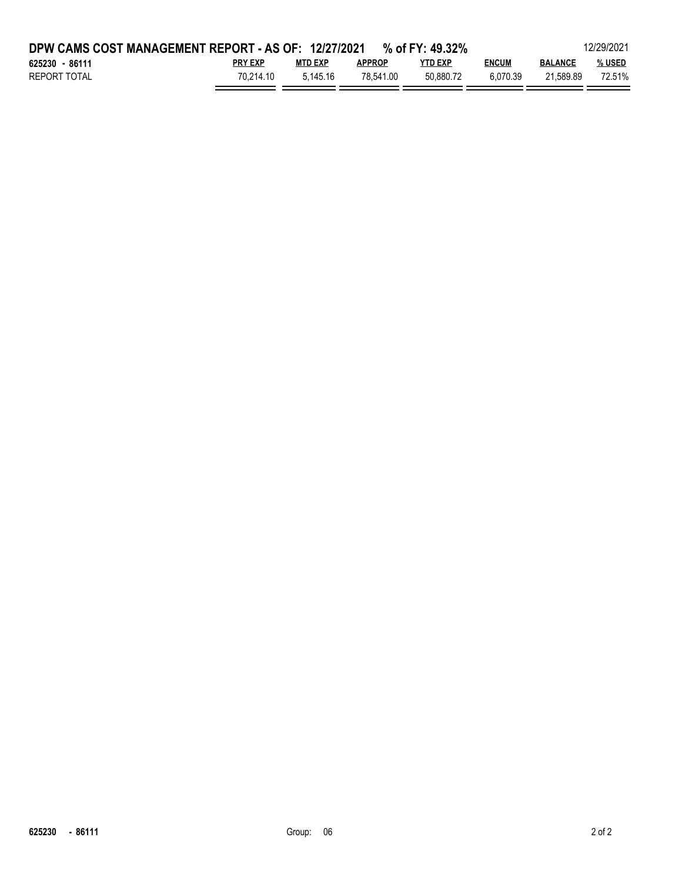# DPW CAMS COST MANAGEMENT REPORT - AS OF: 12/27/2021 % of FY: 49.32%

12/29/2021

| 625230 - 86111 | PRY EXP | MTD EXP | APPROP | YTD EXP | ENCUM | BALANCE | % USED |
|---|---|---|---|---|---|---|---|
| REPORT TOTAL | 70,214.10 | 5,145.16 | 78,541.00 | 50,880.72 | 6,070.39 | 21,589.89 | 72.51% |

625230 - 86111 Group: 06